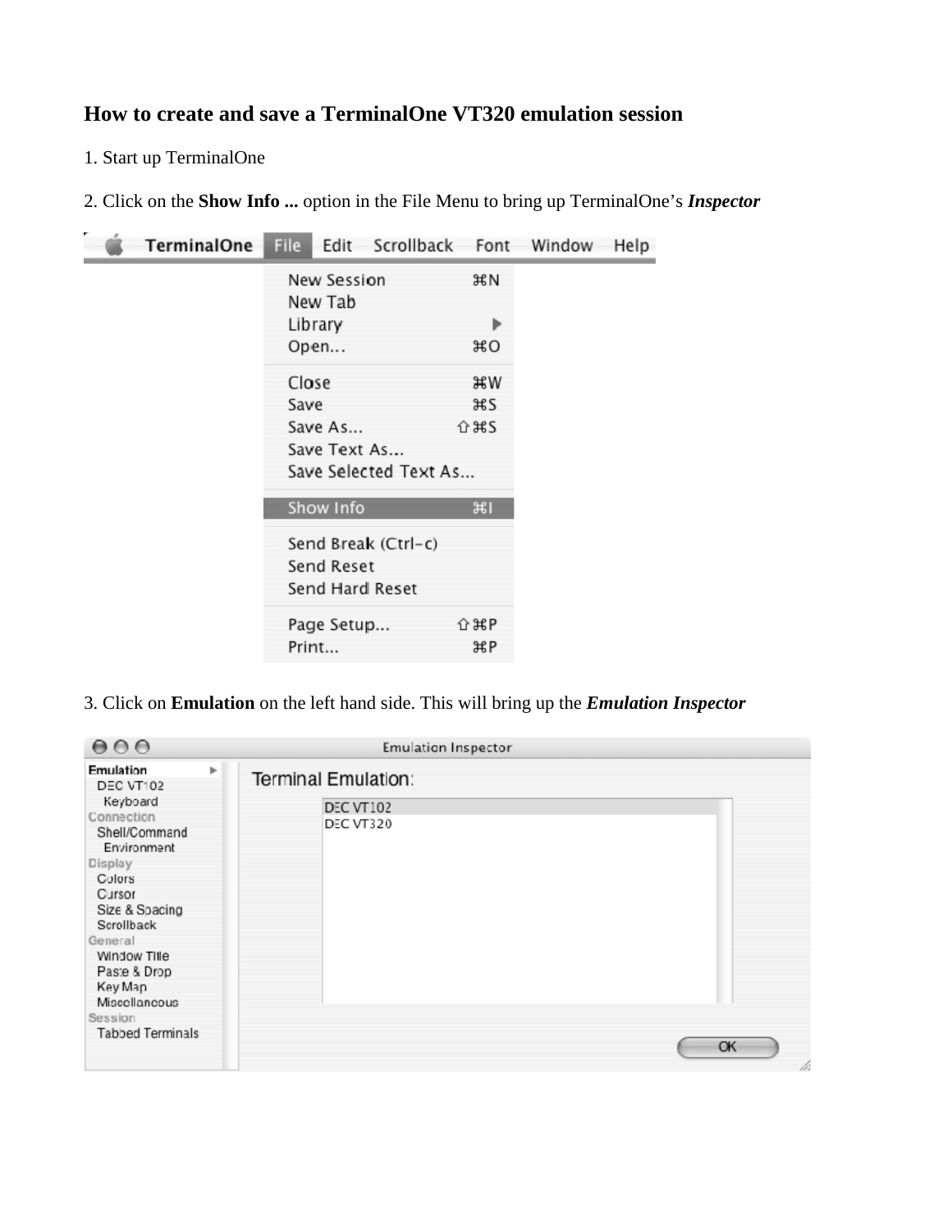## How to create and save a TerminalOne VT320 emulation session

1. Start up TerminalOne

2. Click on the **Show Info ...** option in the File Menu to bring up TerminalOne's ***Inspector***

3. Click on **Emulation** on the left hand side. This will bring up the ***Emulation Inspector***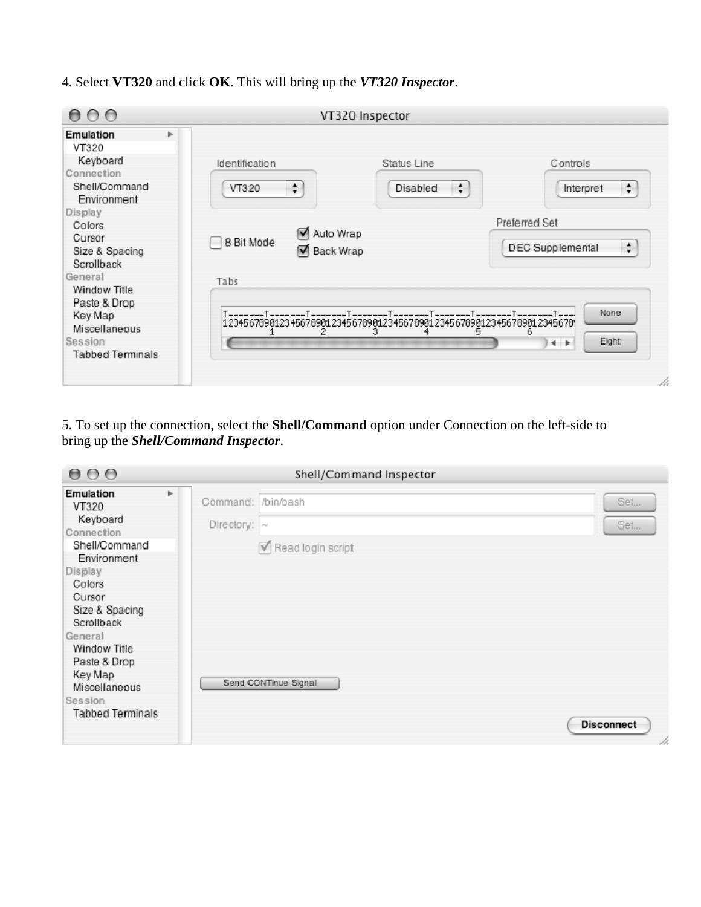4. Select **VT320** and click **OK**. This will bring up the ***VT320 Inspector***.

5. To set up the connection, select the **Shell/Command** option under Connection on the left-side to bring up the ***Shell/Command Inspector***.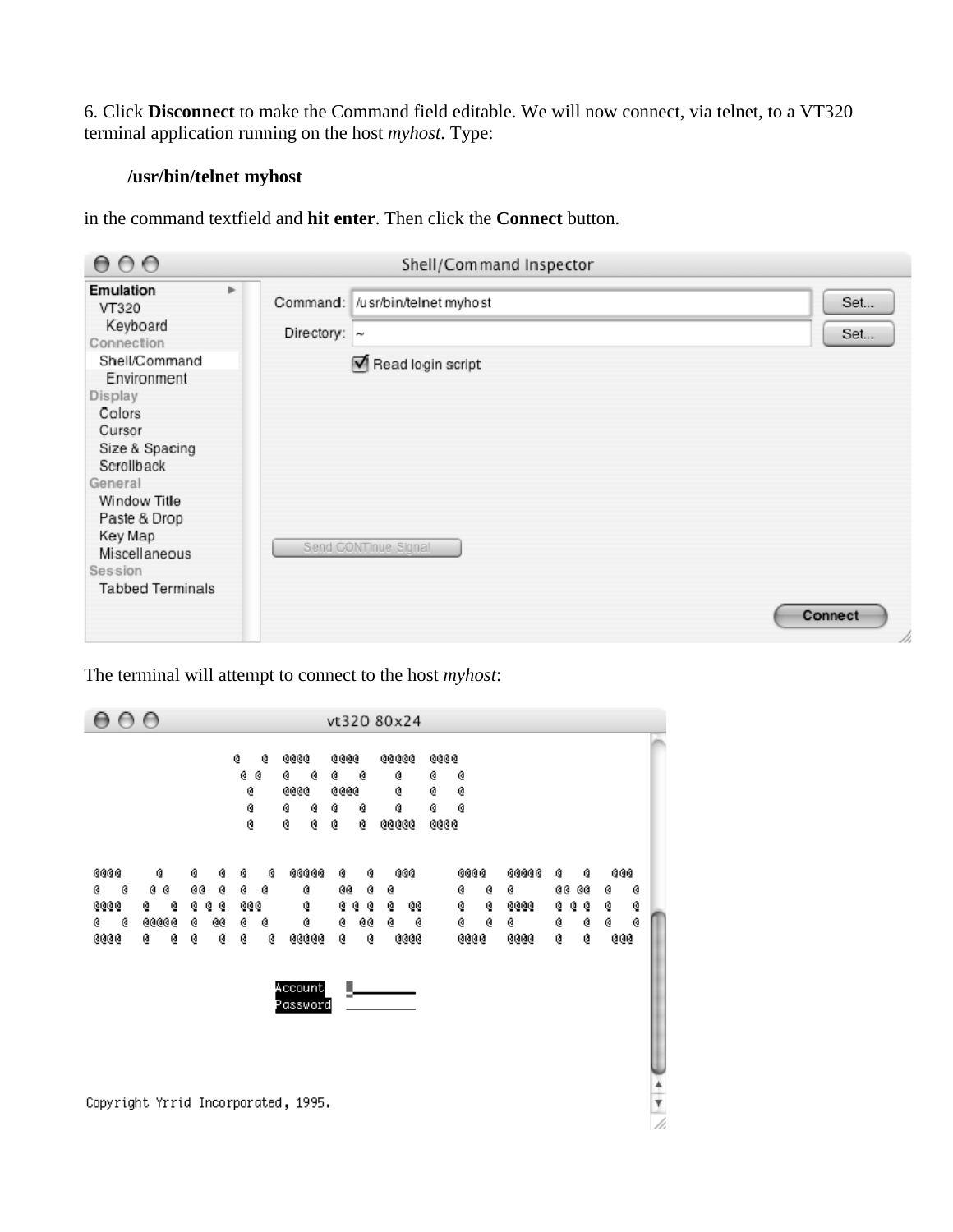6. Click **Disconnect** to make the Command field editable. We will now connect, via telnet, to a VT320 terminal application running on the host *myhost*. Type:

**/usr/bin/telnet myhost**

in the command textfield and **hit enter**. Then click the **Connect** button.

The terminal will attempt to connect to the host *myhost*: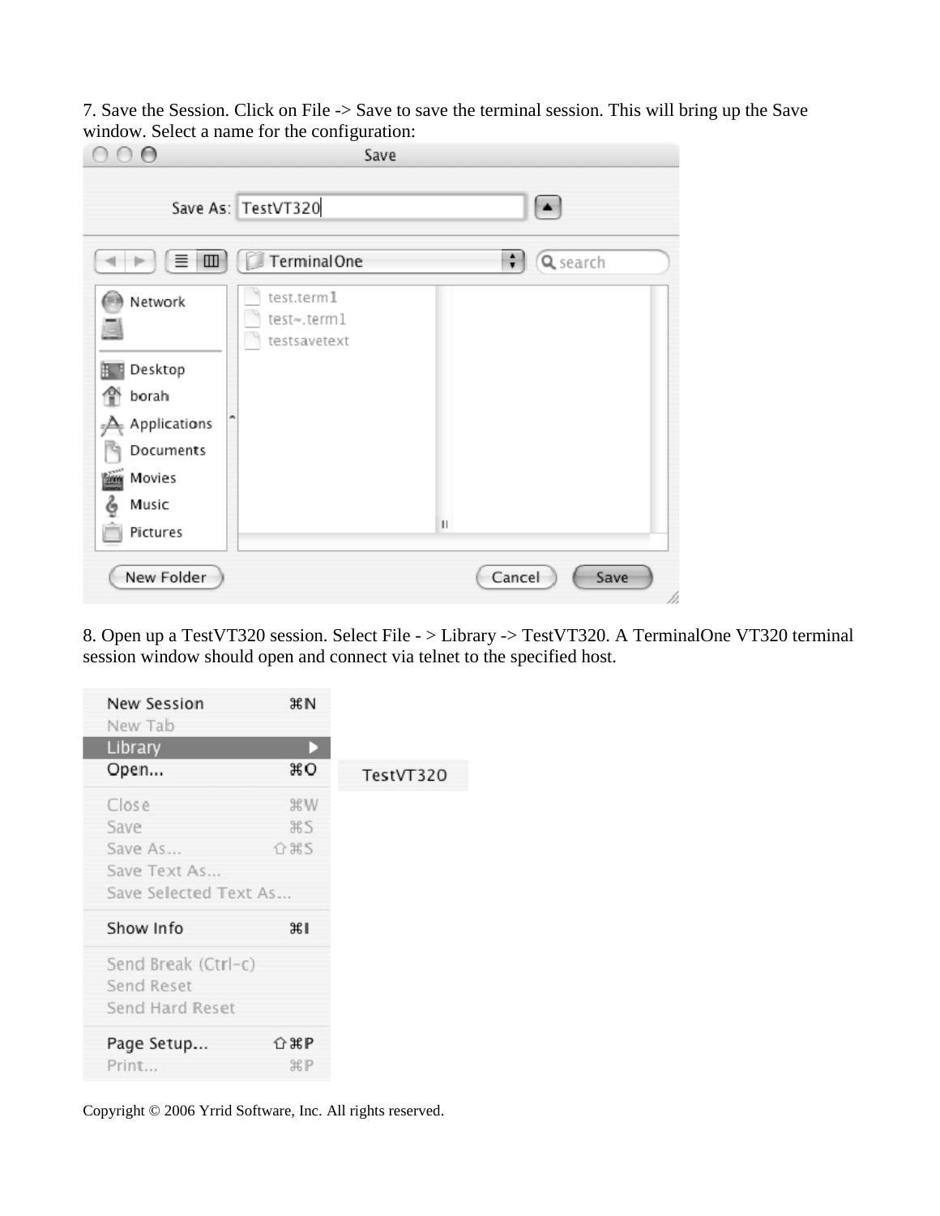7. Save the Session. Click on File -> Save to save the terminal session. This will bring up the Save window. Select a name for the configuration:

8. Open up a TestVT320 session. Select File - > Library -> TestVT320. A TerminalOne VT320 terminal session window should open and connect via telnet to the specified host.

Copyright © 2006 Yrrid Software, Inc. All rights reserved.